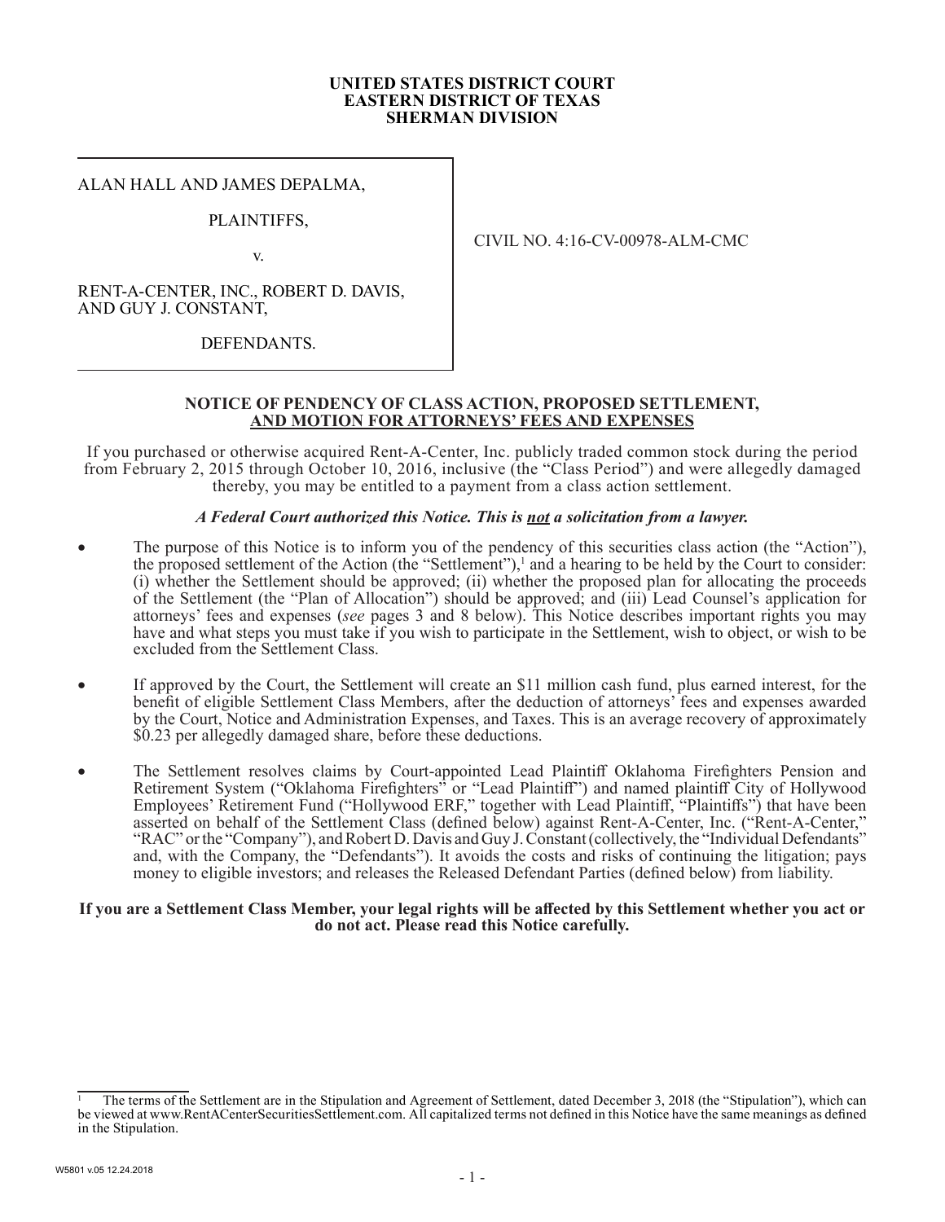**UNITED STATES DISTRICT COURT**
**EASTERN DISTRICT OF TEXAS**
**SHERMAN DIVISION**

| | |
|---|---|
| ALAN HALL AND JAMES DEPALMA,<br><br>PLAINTIFFS,<br><br>v.<br><br>RENT-A-CENTER, INC., ROBERT D. DAVIS, AND GUY J. CONSTANT,<br><br>DEFENDANTS. | CIVIL NO. 4:16-CV-00978-ALM-CMC |

# NOTICE OF PENDENCY OF CLASS ACTION, PROPOSED SETTLEMENT, AND MOTION FOR ATTORNEYS' FEES AND EXPENSES

If you purchased or otherwise acquired Rent-A-Center, Inc. publicly traded common stock during the period from February 2, 2015 through October 10, 2016, inclusive (the "Class Period") and were allegedly damaged thereby, you may be entitled to a payment from a class action settlement.

***A Federal Court authorized this Notice. This is not a solicitation from a lawyer.***

- The purpose of this Notice is to inform you of the pendency of this securities class action (the "Action"), the proposed settlement of the Action (the "Settlement"),[1] and a hearing to be held by the Court to consider: (i) whether the Settlement should be approved; (ii) whether the proposed plan for allocating the proceeds of the Settlement (the "Plan of Allocation") should be approved; and (iii) Lead Counsel's application for attorneys' fees and expenses (*see* pages 3 and 8 below). This Notice describes important rights you may have and what steps you must take if you wish to participate in the Settlement, wish to object, or wish to be excluded from the Settlement Class.

- If approved by the Court, the Settlement will create an $11 million cash fund, plus earned interest, for the benefit of eligible Settlement Class Members, after the deduction of attorneys' fees and expenses awarded by the Court, Notice and Administration Expenses, and Taxes. This is an average recovery of approximately $0.23 per allegedly damaged share, before these deductions.

- The Settlement resolves claims by Court-appointed Lead Plaintiff Oklahoma Firefighters Pension and Retirement System ("Oklahoma Firefighters" or "Lead Plaintiff") and named plaintiff City of Hollywood Employees' Retirement Fund ("Hollywood ERF," together with Lead Plaintiff, "Plaintiffs") that have been asserted on behalf of the Settlement Class (defined below) against Rent-A-Center, Inc. ("Rent-A-Center," "RAC" or the "Company"), and Robert D. Davis and Guy J. Constant (collectively, the "Individual Defendants" and, with the Company, the "Defendants"). It avoids the costs and risks of continuing the litigation; pays money to eligible investors; and releases the Released Defendant Parties (defined below) from liability.

**If you are a Settlement Class Member, your legal rights will be affected by this Settlement whether you act or do not act. Please read this Notice carefully.**

[1] The terms of the Settlement are in the Stipulation and Agreement of Settlement, dated December 3, 2018 (the "Stipulation"), which can be viewed at www.RentACenterSecuritiesSettlement.com. All capitalized terms not defined in this Notice have the same meanings as defined in the Stipulation.

W5801 v.05 12.24.2018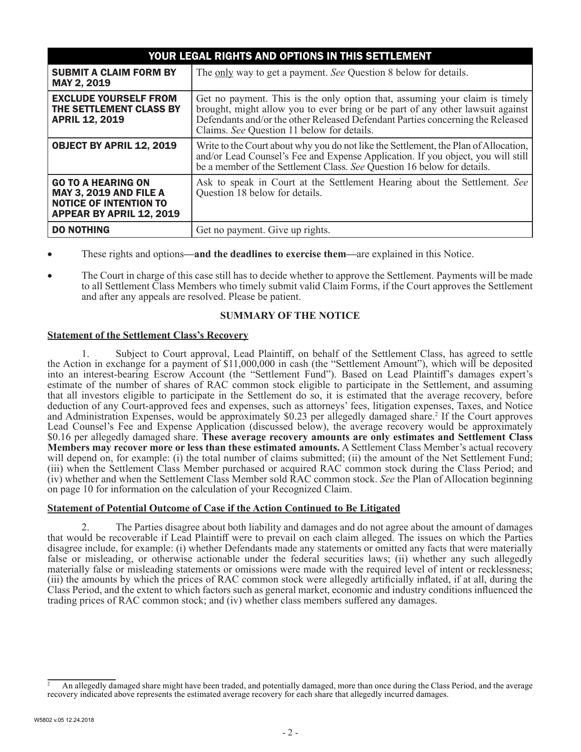| YOUR LEGAL RIGHTS AND OPTIONS IN THIS SETTLEMENT | |
|---|---|
| **SUBMIT A CLAIM FORM BY MAY 2, 2019** | The only way to get a payment. *See* Question 8 below for details. |
| **EXCLUDE YOURSELF FROM THE SETTLEMENT CLASS BY APRIL 12, 2019** | Get no payment. This is the only option that, assuming your claim is timely brought, might allow you to ever bring or be part of any other lawsuit against Defendants and/or the other Released Defendant Parties concerning the Released Claims. *See* Question 11 below for details. |
| **OBJECT BY APRIL 12, 2019** | Write to the Court about why you do not like the Settlement, the Plan of Allocation, and/or Lead Counsel's Fee and Expense Application. If you object, you will still be a member of the Settlement Class. *See* Question 16 below for details. |
| **GO TO A HEARING ON MAY 3, 2019 AND FILE A NOTICE OF INTENTION TO APPEAR BY APRIL 12, 2019** | Ask to speak in Court at the Settlement Hearing about the Settlement. *See* Question 18 below for details. |
| **DO NOTHING** | Get no payment. Give up rights. |

- These rights and options—**and the deadlines to exercise them**—are explained in this Notice.
- The Court in charge of this case still has to decide whether to approve the Settlement. Payments will be made to all Settlement Class Members who timely submit valid Claim Forms, if the Court approves the Settlement and after any appeals are resolved. Please be patient.

## SUMMARY OF THE NOTICE

**Statement of the Settlement Class's Recovery**

1. Subject to Court approval, Lead Plaintiff, on behalf of the Settlement Class, has agreed to settle the Action in exchange for a payment of $11,000,000 in cash (the "Settlement Amount"), which will be deposited into an interest-bearing Escrow Account (the "Settlement Fund"). Based on Lead Plaintiff's damages expert's estimate of the number of shares of RAC common stock eligible to participate in the Settlement, and assuming that all investors eligible to participate in the Settlement do so, it is estimated that the average recovery, before deduction of any Court-approved fees and expenses, such as attorneys' fees, litigation expenses, Taxes, and Notice and Administration Expenses, would be approximately $0.23 per allegedly damaged share.[2] If the Court approves Lead Counsel's Fee and Expense Application (discussed below), the average recovery would be approximately $0.16 per allegedly damaged share. **These average recovery amounts are only estimates and Settlement Class Members may recover more or less than these estimated amounts.** A Settlement Class Member's actual recovery will depend on, for example: (i) the total number of claims submitted; (ii) the amount of the Net Settlement Fund; (iii) when the Settlement Class Member purchased or acquired RAC common stock during the Class Period; and (iv) whether and when the Settlement Class Member sold RAC common stock. *See* the Plan of Allocation beginning on page 10 for information on the calculation of your Recognized Claim.

**Statement of Potential Outcome of Case if the Action Continued to Be Litigated**

2. The Parties disagree about both liability and damages and do not agree about the amount of damages that would be recoverable if Lead Plaintiff were to prevail on each claim alleged. The issues on which the Parties disagree include, for example: (i) whether Defendants made any statements or omitted any facts that were materially false or misleading, or otherwise actionable under the federal securities laws; (ii) whether any such allegedly materially false or misleading statements or omissions were made with the required level of intent or recklessness; (iii) the amounts by which the prices of RAC common stock were allegedly artificially inflated, if at all, during the Class Period, and the extent to which factors such as general market, economic and industry conditions influenced the trading prices of RAC common stock; and (iv) whether class members suffered any damages.

[2] An allegedly damaged share might have been traded, and potentially damaged, more than once during the Class Period, and the average recovery indicated above represents the estimated average recovery for each share that allegedly incurred damages.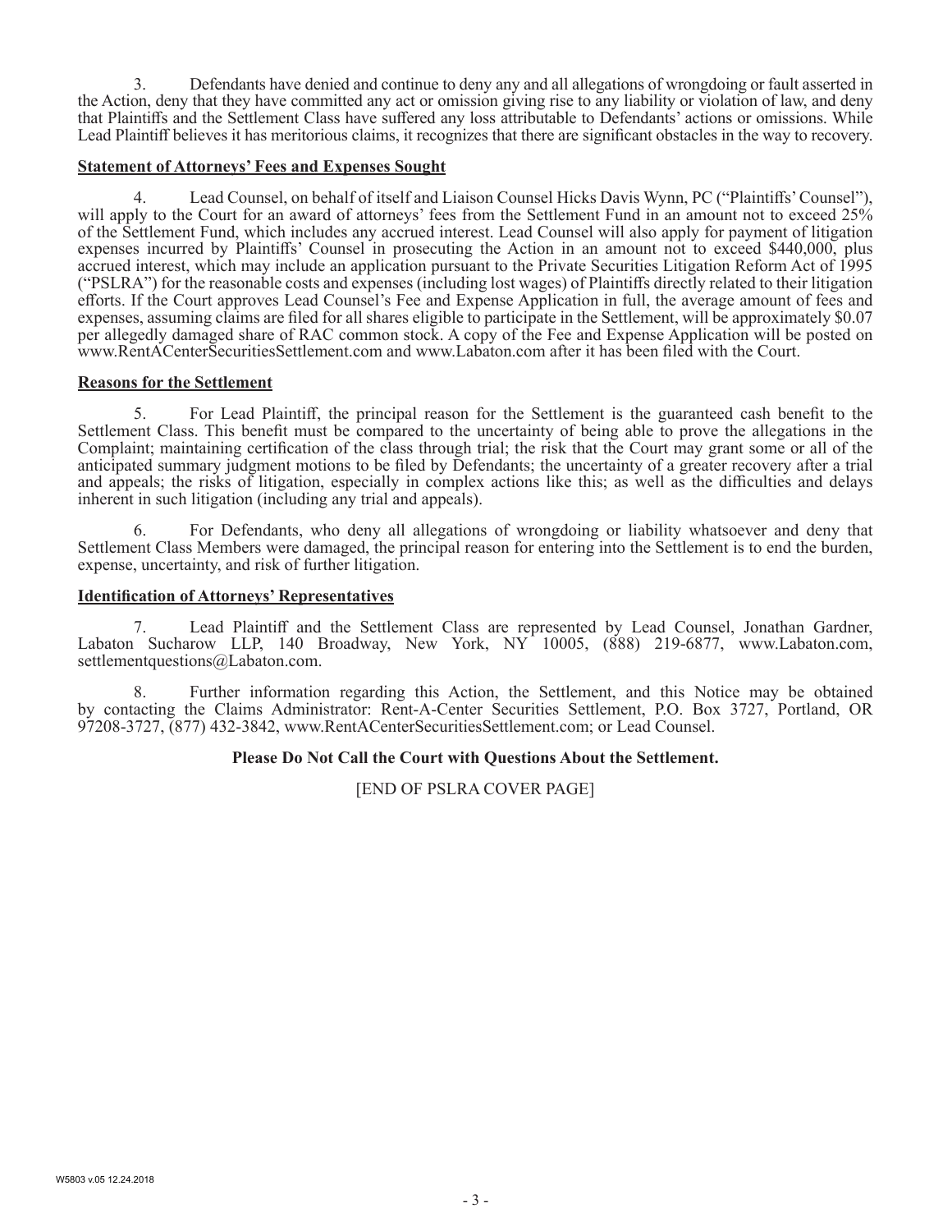3. Defendants have denied and continue to deny any and all allegations of wrongdoing or fault asserted in the Action, deny that they have committed any act or omission giving rise to any liability or violation of law, and deny that Plaintiffs and the Settlement Class have suffered any loss attributable to Defendants' actions or omissions. While Lead Plaintiff believes it has meritorious claims, it recognizes that there are significant obstacles in the way to recovery.

**Statement of Attorneys' Fees and Expenses Sought**

4. Lead Counsel, on behalf of itself and Liaison Counsel Hicks Davis Wynn, PC ("Plaintiffs' Counsel"), will apply to the Court for an award of attorneys' fees from the Settlement Fund in an amount not to exceed 25% of the Settlement Fund, which includes any accrued interest. Lead Counsel will also apply for payment of litigation expenses incurred by Plaintiffs' Counsel in prosecuting the Action in an amount not to exceed $440,000, plus accrued interest, which may include an application pursuant to the Private Securities Litigation Reform Act of 1995 ("PSLRA") for the reasonable costs and expenses (including lost wages) of Plaintiffs directly related to their litigation efforts. If the Court approves Lead Counsel's Fee and Expense Application in full, the average amount of fees and expenses, assuming claims are filed for all shares eligible to participate in the Settlement, will be approximately $0.07 per allegedly damaged share of RAC common stock. A copy of the Fee and Expense Application will be posted on www.RentACenterSecuritiesSettlement.com and www.Labaton.com after it has been filed with the Court.

**Reasons for the Settlement**

5. For Lead Plaintiff, the principal reason for the Settlement is the guaranteed cash benefit to the Settlement Class. This benefit must be compared to the uncertainty of being able to prove the allegations in the Complaint; maintaining certification of the class through trial; the risk that the Court may grant some or all of the anticipated summary judgment motions to be filed by Defendants; the uncertainty of a greater recovery after a trial and appeals; the risks of litigation, especially in complex actions like this; as well as the difficulties and delays inherent in such litigation (including any trial and appeals).

6. For Defendants, who deny all allegations of wrongdoing or liability whatsoever and deny that Settlement Class Members were damaged, the principal reason for entering into the Settlement is to end the burden, expense, uncertainty, and risk of further litigation.

**Identification of Attorneys' Representatives**

7. Lead Plaintiff and the Settlement Class are represented by Lead Counsel, Jonathan Gardner, Labaton Sucharow LLP, 140 Broadway, New York, NY 10005, (888) 219-6877, www.Labaton.com, settlementquestions@Labaton.com.

8. Further information regarding this Action, the Settlement, and this Notice may be obtained by contacting the Claims Administrator: Rent-A-Center Securities Settlement, P.O. Box 3727, Portland, OR 97208-3727, (877) 432-3842, www.RentACenterSecuritiesSettlement.com; or Lead Counsel.

**Please Do Not Call the Court with Questions About the Settlement.**

[END OF PSLRA COVER PAGE]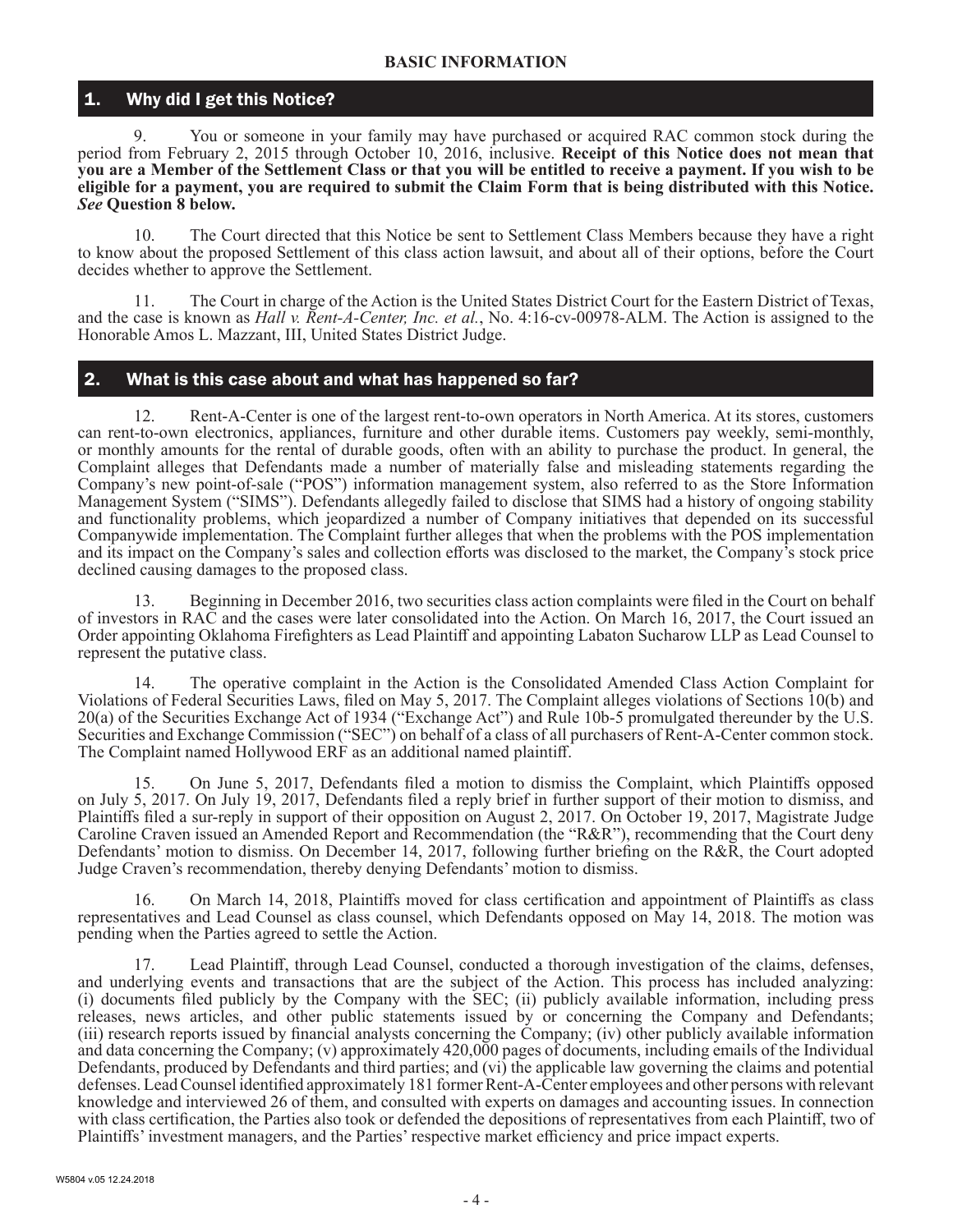## BASIC INFORMATION

### 1. Why did I get this Notice?

9. You or someone in your family may have purchased or acquired RAC common stock during the period from February 2, 2015 through October 10, 2016, inclusive. **Receipt of this Notice does not mean that you are a Member of the Settlement Class or that you will be entitled to receive a payment. If you wish to be eligible for a payment, you are required to submit the Claim Form that is being distributed with this Notice.** ***See*** **Question 8 below.**

10. The Court directed that this Notice be sent to Settlement Class Members because they have a right to know about the proposed Settlement of this class action lawsuit, and about all of their options, before the Court decides whether to approve the Settlement.

11. The Court in charge of the Action is the United States District Court for the Eastern District of Texas, and the case is known as *Hall v. Rent-A-Center, Inc. et al.*, No. 4:16-cv-00978-ALM. The Action is assigned to the Honorable Amos L. Mazzant, III, United States District Judge.

### 2. What is this case about and what has happened so far?

12. Rent-A-Center is one of the largest rent-to-own operators in North America. At its stores, customers can rent-to-own electronics, appliances, furniture and other durable items. Customers pay weekly, semi-monthly, or monthly amounts for the rental of durable goods, often with an ability to purchase the product. In general, the Complaint alleges that Defendants made a number of materially false and misleading statements regarding the Company's new point-of-sale ("POS") information management system, also referred to as the Store Information Management System ("SIMS"). Defendants allegedly failed to disclose that SIMS had a history of ongoing stability and functionality problems, which jeopardized a number of Company initiatives that depended on its successful Companywide implementation. The Complaint further alleges that when the problems with the POS implementation and its impact on the Company's sales and collection efforts was disclosed to the market, the Company's stock price declined causing damages to the proposed class.

13. Beginning in December 2016, two securities class action complaints were filed in the Court on behalf of investors in RAC and the cases were later consolidated into the Action. On March 16, 2017, the Court issued an Order appointing Oklahoma Firefighters as Lead Plaintiff and appointing Labaton Sucharow LLP as Lead Counsel to represent the putative class.

14. The operative complaint in the Action is the Consolidated Amended Class Action Complaint for Violations of Federal Securities Laws, filed on May 5, 2017. The Complaint alleges violations of Sections 10(b) and 20(a) of the Securities Exchange Act of 1934 ("Exchange Act") and Rule 10b-5 promulgated thereunder by the U.S. Securities and Exchange Commission ("SEC") on behalf of a class of all purchasers of Rent-A-Center common stock. The Complaint named Hollywood ERF as an additional named plaintiff.

15. On June 5, 2017, Defendants filed a motion to dismiss the Complaint, which Plaintiffs opposed on July 5, 2017. On July 19, 2017, Defendants filed a reply brief in further support of their motion to dismiss, and Plaintiffs filed a sur-reply in support of their opposition on August 2, 2017. On October 19, 2017, Magistrate Judge Caroline Craven issued an Amended Report and Recommendation (the "R&R"), recommending that the Court deny Defendants' motion to dismiss. On December 14, 2017, following further briefing on the R&R, the Court adopted Judge Craven's recommendation, thereby denying Defendants' motion to dismiss.

16. On March 14, 2018, Plaintiffs moved for class certification and appointment of Plaintiffs as class representatives and Lead Counsel as class counsel, which Defendants opposed on May 14, 2018. The motion was pending when the Parties agreed to settle the Action.

17. Lead Plaintiff, through Lead Counsel, conducted a thorough investigation of the claims, defenses, and underlying events and transactions that are the subject of the Action. This process has included analyzing: (i) documents filed publicly by the Company with the SEC; (ii) publicly available information, including press releases, news articles, and other public statements issued by or concerning the Company and Defendants; (iii) research reports issued by financial analysts concerning the Company; (iv) other publicly available information and data concerning the Company; (v) approximately 420,000 pages of documents, including emails of the Individual Defendants, produced by Defendants and third parties; and (vi) the applicable law governing the claims and potential defenses. Lead Counsel identified approximately 181 former Rent-A-Center employees and other persons with relevant knowledge and interviewed 26 of them, and consulted with experts on damages and accounting issues. In connection with class certification, the Parties also took or defended the depositions of representatives from each Plaintiff, two of Plaintiffs' investment managers, and the Parties' respective market efficiency and price impact experts.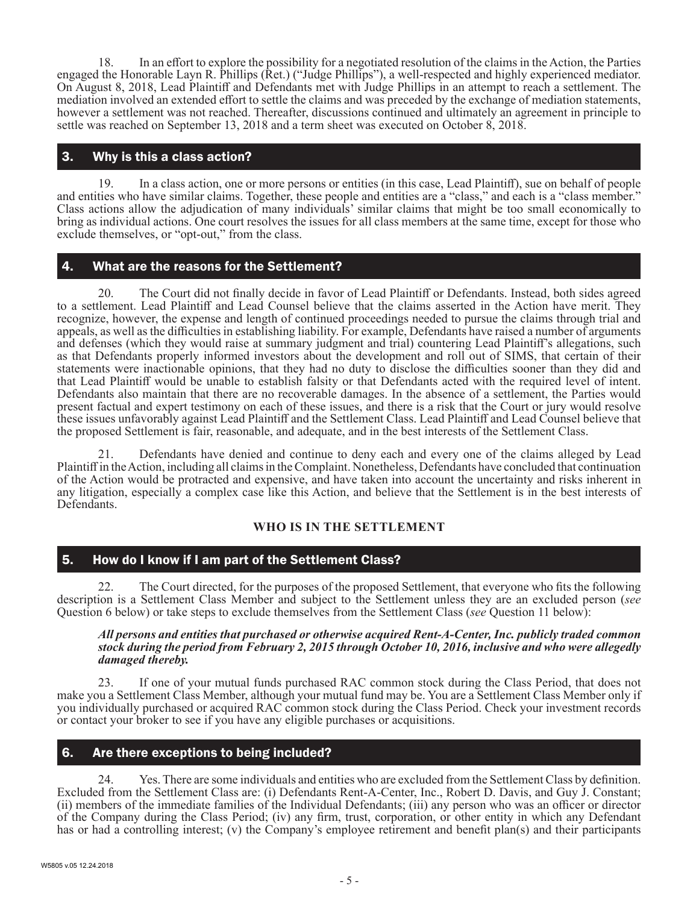18. In an effort to explore the possibility for a negotiated resolution of the claims in the Action, the Parties engaged the Honorable Layn R. Phillips (Ret.) ("Judge Phillips"), a well-respected and highly experienced mediator. On August 8, 2018, Lead Plaintiff and Defendants met with Judge Phillips in an attempt to reach a settlement. The mediation involved an extended effort to settle the claims and was preceded by the exchange of mediation statements, however a settlement was not reached. Thereafter, discussions continued and ultimately an agreement in principle to settle was reached on September 13, 2018 and a term sheet was executed on October 8, 2018.

## 3. Why is this a class action?

19. In a class action, one or more persons or entities (in this case, Lead Plaintiff), sue on behalf of people and entities who have similar claims. Together, these people and entities are a "class," and each is a "class member." Class actions allow the adjudication of many individuals' similar claims that might be too small economically to bring as individual actions. One court resolves the issues for all class members at the same time, except for those who exclude themselves, or "opt-out," from the class.

## 4. What are the reasons for the Settlement?

20. The Court did not finally decide in favor of Lead Plaintiff or Defendants. Instead, both sides agreed to a settlement. Lead Plaintiff and Lead Counsel believe that the claims asserted in the Action have merit. They recognize, however, the expense and length of continued proceedings needed to pursue the claims through trial and appeals, as well as the difficulties in establishing liability. For example, Defendants have raised a number of arguments and defenses (which they would raise at summary judgment and trial) countering Lead Plaintiff's allegations, such as that Defendants properly informed investors about the development and roll out of SIMS, that certain of their statements were inactionable opinions, that they had no duty to disclose the difficulties sooner than they did and that Lead Plaintiff would be unable to establish falsity or that Defendants acted with the required level of intent. Defendants also maintain that there are no recoverable damages. In the absence of a settlement, the Parties would present factual and expert testimony on each of these issues, and there is a risk that the Court or jury would resolve these issues unfavorably against Lead Plaintiff and the Settlement Class. Lead Plaintiff and Lead Counsel believe that the proposed Settlement is fair, reasonable, and adequate, and in the best interests of the Settlement Class.

21. Defendants have denied and continue to deny each and every one of the claims alleged by Lead Plaintiff in the Action, including all claims in the Complaint. Nonetheless, Defendants have concluded that continuation of the Action would be protracted and expensive, and have taken into account the uncertainty and risks inherent in any litigation, especially a complex case like this Action, and believe that the Settlement is in the best interests of Defendants.

### WHO IS IN THE SETTLEMENT

## 5. How do I know if I am part of the Settlement Class?

22. The Court directed, for the purposes of the proposed Settlement, that everyone who fits the following description is a Settlement Class Member and subject to the Settlement unless they are an excluded person (*see* Question 6 below) or take steps to exclude themselves from the Settlement Class (*see* Question 11 below):

***All persons and entities that purchased or otherwise acquired Rent-A-Center, Inc. publicly traded common stock during the period from February 2, 2015 through October 10, 2016, inclusive and who were allegedly damaged thereby.***

23. If one of your mutual funds purchased RAC common stock during the Class Period, that does not make you a Settlement Class Member, although your mutual fund may be. You are a Settlement Class Member only if you individually purchased or acquired RAC common stock during the Class Period. Check your investment records or contact your broker to see if you have any eligible purchases or acquisitions.

## 6. Are there exceptions to being included?

24. Yes. There are some individuals and entities who are excluded from the Settlement Class by definition. Excluded from the Settlement Class are: (i) Defendants Rent-A-Center, Inc., Robert D. Davis, and Guy J. Constant; (ii) members of the immediate families of the Individual Defendants; (iii) any person who was an officer or director of the Company during the Class Period; (iv) any firm, trust, corporation, or other entity in which any Defendant has or had a controlling interest; (v) the Company's employee retirement and benefit plan(s) and their participants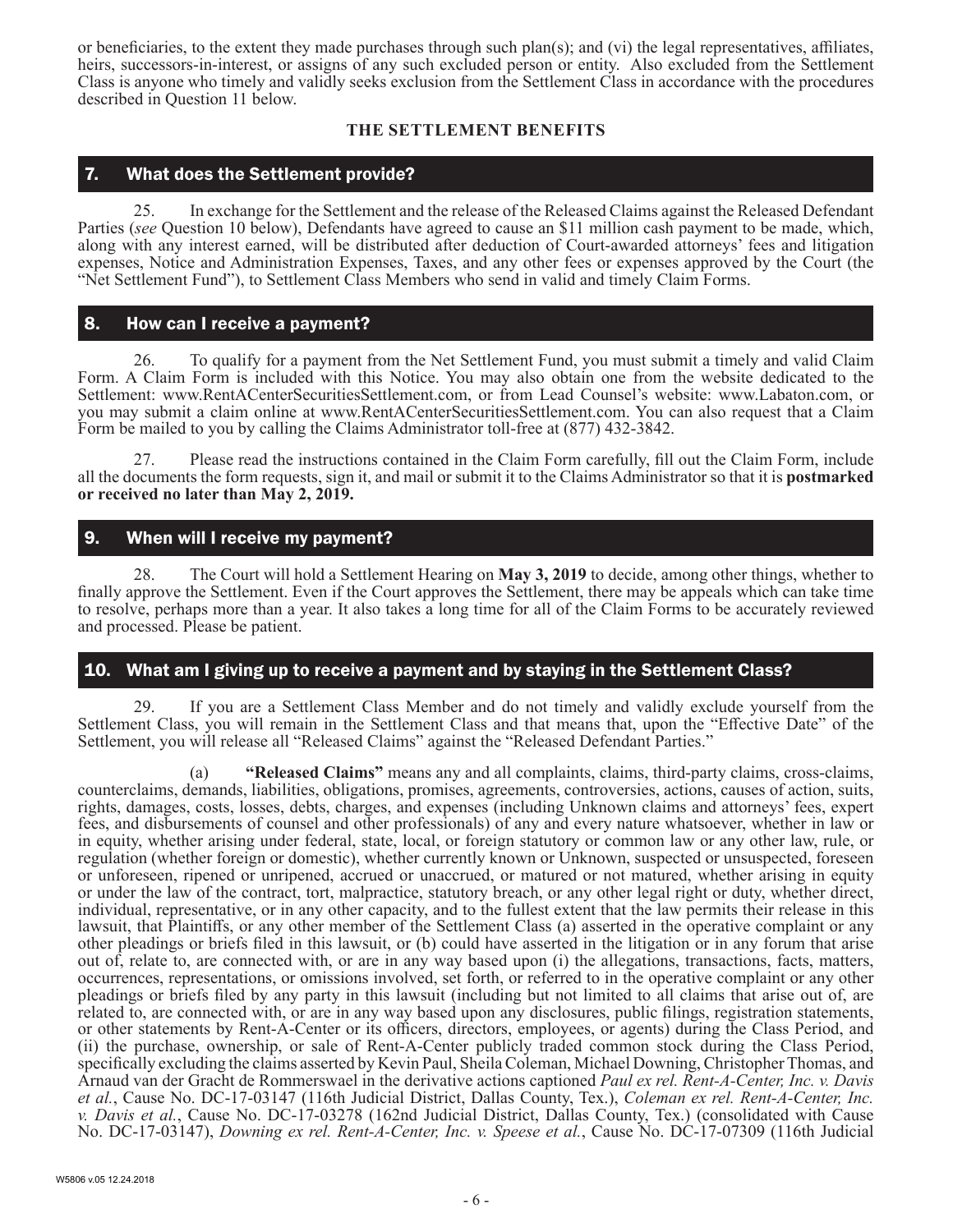or beneficiaries, to the extent they made purchases through such plan(s); and (vi) the legal representatives, affiliates, heirs, successors-in-interest, or assigns of any such excluded person or entity. Also excluded from the Settlement Class is anyone who timely and validly seeks exclusion from the Settlement Class in accordance with the procedures described in Question 11 below.

### THE SETTLEMENT BENEFITS

## 7. What does the Settlement provide?

25. In exchange for the Settlement and the release of the Released Claims against the Released Defendant Parties (*see* Question 10 below), Defendants have agreed to cause an $11 million cash payment to be made, which, along with any interest earned, will be distributed after deduction of Court-awarded attorneys' fees and litigation expenses, Notice and Administration Expenses, Taxes, and any other fees or expenses approved by the Court (the "Net Settlement Fund"), to Settlement Class Members who send in valid and timely Claim Forms.

## 8. How can I receive a payment?

26. To qualify for a payment from the Net Settlement Fund, you must submit a timely and valid Claim Form. A Claim Form is included with this Notice. You may also obtain one from the website dedicated to the Settlement: www.RentACenterSecuritiesSettlement.com, or from Lead Counsel's website: www.Labaton.com, or you may submit a claim online at www.RentACenterSecuritiesSettlement.com. You can also request that a Claim Form be mailed to you by calling the Claims Administrator toll-free at (877) 432-3842.

27. Please read the instructions contained in the Claim Form carefully, fill out the Claim Form, include all the documents the form requests, sign it, and mail or submit it to the Claims Administrator so that it is **postmarked or received no later than May 2, 2019.**

## 9. When will I receive my payment?

28. The Court will hold a Settlement Hearing on **May 3, 2019** to decide, among other things, whether to finally approve the Settlement. Even if the Court approves the Settlement, there may be appeals which can take time to resolve, perhaps more than a year. It also takes a long time for all of the Claim Forms to be accurately reviewed and processed. Please be patient.

## 10. What am I giving up to receive a payment and by staying in the Settlement Class?

29. If you are a Settlement Class Member and do not timely and validly exclude yourself from the Settlement Class, you will remain in the Settlement Class and that means that, upon the "Effective Date" of the Settlement, you will release all "Released Claims" against the "Released Defendant Parties."

(a) **"Released Claims"** means any and all complaints, claims, third-party claims, cross-claims, counterclaims, demands, liabilities, obligations, promises, agreements, controversies, actions, causes of action, suits, rights, damages, costs, losses, debts, charges, and expenses (including Unknown claims and attorneys' fees, expert fees, and disbursements of counsel and other professionals) of any and every nature whatsoever, whether in law or in equity, whether arising under federal, state, local, or foreign statutory or common law or any other law, rule, or regulation (whether foreign or domestic), whether currently known or Unknown, suspected or unsuspected, foreseen or unforeseen, ripened or unripened, accrued or unaccrued, or matured or not matured, whether arising in equity or under the law of the contract, tort, malpractice, statutory breach, or any other legal right or duty, whether direct, individual, representative, or in any other capacity, and to the fullest extent that the law permits their release in this lawsuit, that Plaintiffs, or any other member of the Settlement Class (a) asserted in the operative complaint or any other pleadings or briefs filed in this lawsuit, or (b) could have asserted in the litigation or in any forum that arise out of, relate to, are connected with, or are in any way based upon (i) the allegations, transactions, facts, matters, occurrences, representations, or omissions involved, set forth, or referred to in the operative complaint or any other pleadings or briefs filed by any party in this lawsuit (including but not limited to all claims that arise out of, are related to, are connected with, or are in any way based upon any disclosures, public filings, registration statements, or other statements by Rent-A-Center or its officers, directors, employees, or agents) during the Class Period, and (ii) the purchase, ownership, or sale of Rent-A-Center publicly traded common stock during the Class Period, specifically excluding the claims asserted by Kevin Paul, Sheila Coleman, Michael Downing, Christopher Thomas, and Arnaud van der Gracht de Rommerswael in the derivative actions captioned *Paul ex rel. Rent-A-Center, Inc. v. Davis et al.*, Cause No. DC-17-03147 (116th Judicial District, Dallas County, Tex.), *Coleman ex rel. Rent-A-Center, Inc. v. Davis et al.*, Cause No. DC-17-03278 (162nd Judicial District, Dallas County, Tex.) (consolidated with Cause No. DC-17-03147), *Downing ex rel. Rent-A-Center, Inc. v. Speese et al.*, Cause No. DC-17-07309 (116th Judicial

W5806 v.05 12.24.2018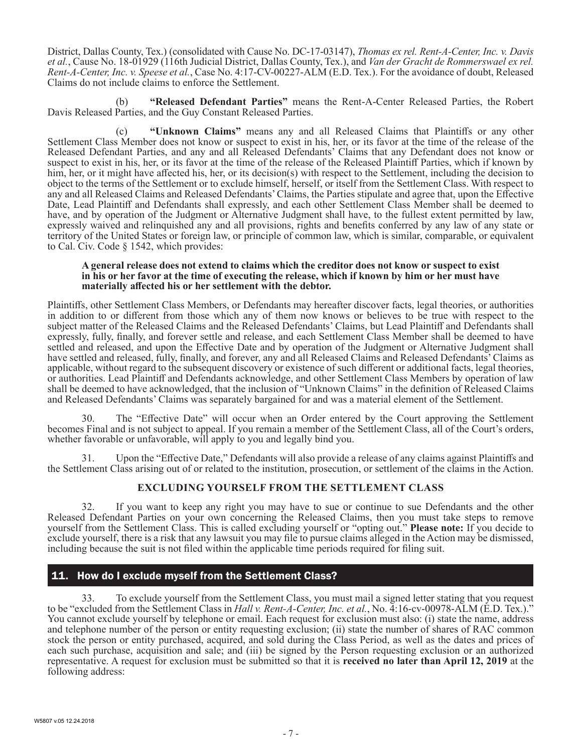District, Dallas County, Tex.) (consolidated with Cause No. DC-17-03147), *Thomas ex rel. Rent-A-Center, Inc. v. Davis et al.*, Cause No. 18-01929 (116th Judicial District, Dallas County, Tex.), and *Van der Gracht de Rommerswael ex rel. Rent-A-Center, Inc. v. Speese et al.*, Case No. 4:17-CV-00227-ALM (E.D. Tex.). For the avoidance of doubt, Released Claims do not include claims to enforce the Settlement.

(b) **"Released Defendant Parties"** means the Rent-A-Center Released Parties, the Robert Davis Released Parties, and the Guy Constant Released Parties.

(c) **"Unknown Claims"** means any and all Released Claims that Plaintiffs or any other Settlement Class Member does not know or suspect to exist in his, her, or its favor at the time of the release of the Released Defendant Parties, and any and all Released Defendants' Claims that any Defendant does not know or suspect to exist in his, her, or its favor at the time of the release of the Released Plaintiff Parties, which if known by him, her, or it might have affected his, her, or its decision(s) with respect to the Settlement, including the decision to object to the terms of the Settlement or to exclude himself, herself, or itself from the Settlement Class. With respect to any and all Released Claims and Released Defendants' Claims, the Parties stipulate and agree that, upon the Effective Date, Lead Plaintiff and Defendants shall expressly, and each other Settlement Class Member shall be deemed to have, and by operation of the Judgment or Alternative Judgment shall have, to the fullest extent permitted by law, expressly waived and relinquished any and all provisions, rights and benefits conferred by any law of any state or territory of the United States or foreign law, or principle of common law, which is similar, comparable, or equivalent to Cal. Civ. Code § 1542, which provides:

> **A general release does not extend to claims which the creditor does not know or suspect to exist in his or her favor at the time of executing the release, which if known by him or her must have materially affected his or her settlement with the debtor.**

Plaintiffs, other Settlement Class Members, or Defendants may hereafter discover facts, legal theories, or authorities in addition to or different from those which any of them now knows or believes to be true with respect to the subject matter of the Released Claims and the Released Defendants' Claims, but Lead Plaintiff and Defendants shall expressly, fully, finally, and forever settle and release, and each Settlement Class Member shall be deemed to have settled and released, and upon the Effective Date and by operation of the Judgment or Alternative Judgment shall have settled and released, fully, finally, and forever, any and all Released Claims and Released Defendants' Claims as applicable, without regard to the subsequent discovery or existence of such different or additional facts, legal theories, or authorities. Lead Plaintiff and Defendants acknowledge, and other Settlement Class Members by operation of law shall be deemed to have acknowledged, that the inclusion of "Unknown Claims" in the definition of Released Claims and Released Defendants' Claims was separately bargained for and was a material element of the Settlement.

30. The "Effective Date" will occur when an Order entered by the Court approving the Settlement becomes Final and is not subject to appeal. If you remain a member of the Settlement Class, all of the Court's orders, whether favorable or unfavorable, will apply to you and legally bind you.

31. Upon the "Effective Date," Defendants will also provide a release of any claims against Plaintiffs and the Settlement Class arising out of or related to the institution, prosecution, or settlement of the claims in the Action.

## EXCLUDING YOURSELF FROM THE SETTLEMENT CLASS

32. If you want to keep any right you may have to sue or continue to sue Defendants and the other Released Defendant Parties on your own concerning the Released Claims, then you must take steps to remove yourself from the Settlement Class. This is called excluding yourself or "opting out." **Please note:** If you decide to exclude yourself, there is a risk that any lawsuit you may file to pursue claims alleged in the Action may be dismissed, including because the suit is not filed within the applicable time periods required for filing suit.

## 11. How do I exclude myself from the Settlement Class?

33. To exclude yourself from the Settlement Class, you must mail a signed letter stating that you request to be "excluded from the Settlement Class in *Hall v. Rent-A-Center, Inc. et al.*, No. 4:16-cv-00978-ALM (E.D. Tex.)." You cannot exclude yourself by telephone or email. Each request for exclusion must also: (i) state the name, address and telephone number of the person or entity requesting exclusion; (ii) state the number of shares of RAC common stock the person or entity purchased, acquired, and sold during the Class Period, as well as the dates and prices of each such purchase, acquisition and sale; and (iii) be signed by the Person requesting exclusion or an authorized representative. A request for exclusion must be submitted so that it is **received no later than April 12, 2019** at the following address: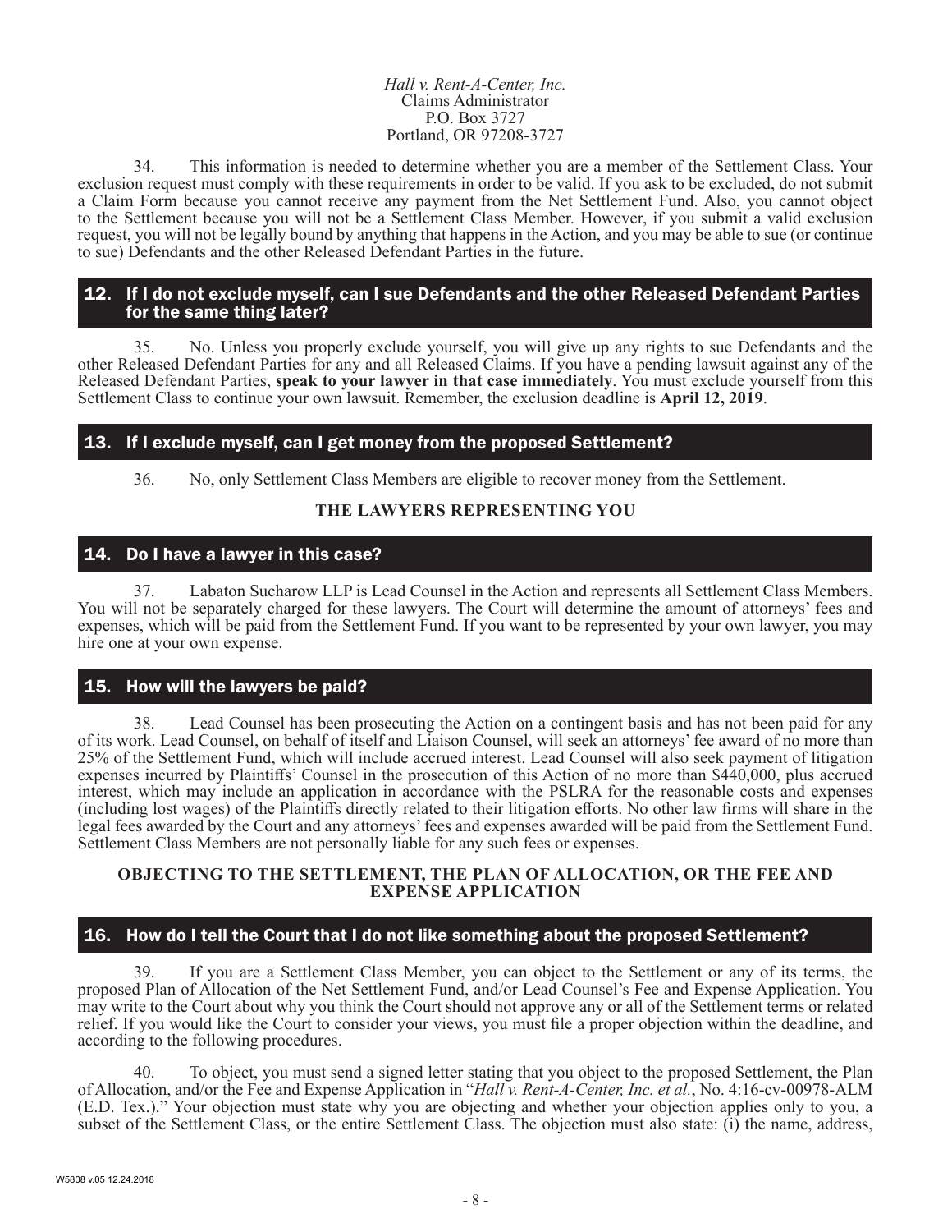*Hall v. Rent-A-Center, Inc.*
Claims Administrator
P.O. Box 3727
Portland, OR 97208-3727

34. This information is needed to determine whether you are a member of the Settlement Class. Your exclusion request must comply with these requirements in order to be valid. If you ask to be excluded, do not submit a Claim Form because you cannot receive any payment from the Net Settlement Fund. Also, you cannot object to the Settlement because you will not be a Settlement Class Member. However, if you submit a valid exclusion request, you will not be legally bound by anything that happens in the Action, and you may be able to sue (or continue to sue) Defendants and the other Released Defendant Parties in the future.

## 12. If I do not exclude myself, can I sue Defendants and the other Released Defendant Parties for the same thing later?

35. No. Unless you properly exclude yourself, you will give up any rights to sue Defendants and the other Released Defendant Parties for any and all Released Claims. If you have a pending lawsuit against any of the Released Defendant Parties, **speak to your lawyer in that case immediately**. You must exclude yourself from this Settlement Class to continue your own lawsuit. Remember, the exclusion deadline is **April 12, 2019**.

## 13. If I exclude myself, can I get money from the proposed Settlement?

36. No, only Settlement Class Members are eligible to recover money from the Settlement.

**THE LAWYERS REPRESENTING YOU**

## 14. Do I have a lawyer in this case?

37. Labaton Sucharow LLP is Lead Counsel in the Action and represents all Settlement Class Members. You will not be separately charged for these lawyers. The Court will determine the amount of attorneys' fees and expenses, which will be paid from the Settlement Fund. If you want to be represented by your own lawyer, you may hire one at your own expense.

## 15. How will the lawyers be paid?

38. Lead Counsel has been prosecuting the Action on a contingent basis and has not been paid for any of its work. Lead Counsel, on behalf of itself and Liaison Counsel, will seek an attorneys' fee award of no more than 25% of the Settlement Fund, which will include accrued interest. Lead Counsel will also seek payment of litigation expenses incurred by Plaintiffs' Counsel in the prosecution of this Action of no more than $440,000, plus accrued interest, which may include an application in accordance with the PSLRA for the reasonable costs and expenses (including lost wages) of the Plaintiffs directly related to their litigation efforts. No other law firms will share in the legal fees awarded by the Court and any attorneys' fees and expenses awarded will be paid from the Settlement Fund. Settlement Class Members are not personally liable for any such fees or expenses.

**OBJECTING TO THE SETTLEMENT, THE PLAN OF ALLOCATION, OR THE FEE AND EXPENSE APPLICATION**

## 16. How do I tell the Court that I do not like something about the proposed Settlement?

39. If you are a Settlement Class Member, you can object to the Settlement or any of its terms, the proposed Plan of Allocation of the Net Settlement Fund, and/or Lead Counsel's Fee and Expense Application. You may write to the Court about why you think the Court should not approve any or all of the Settlement terms or related relief. If you would like the Court to consider your views, you must file a proper objection within the deadline, and according to the following procedures.

40. To object, you must send a signed letter stating that you object to the proposed Settlement, the Plan of Allocation, and/or the Fee and Expense Application in "*Hall v. Rent-A-Center, Inc. et al.*, No. 4:16-cv-00978-ALM (E.D. Tex.)." Your objection must state why you are objecting and whether your objection applies only to you, a subset of the Settlement Class, or the entire Settlement Class. The objection must also state: (i) the name, address,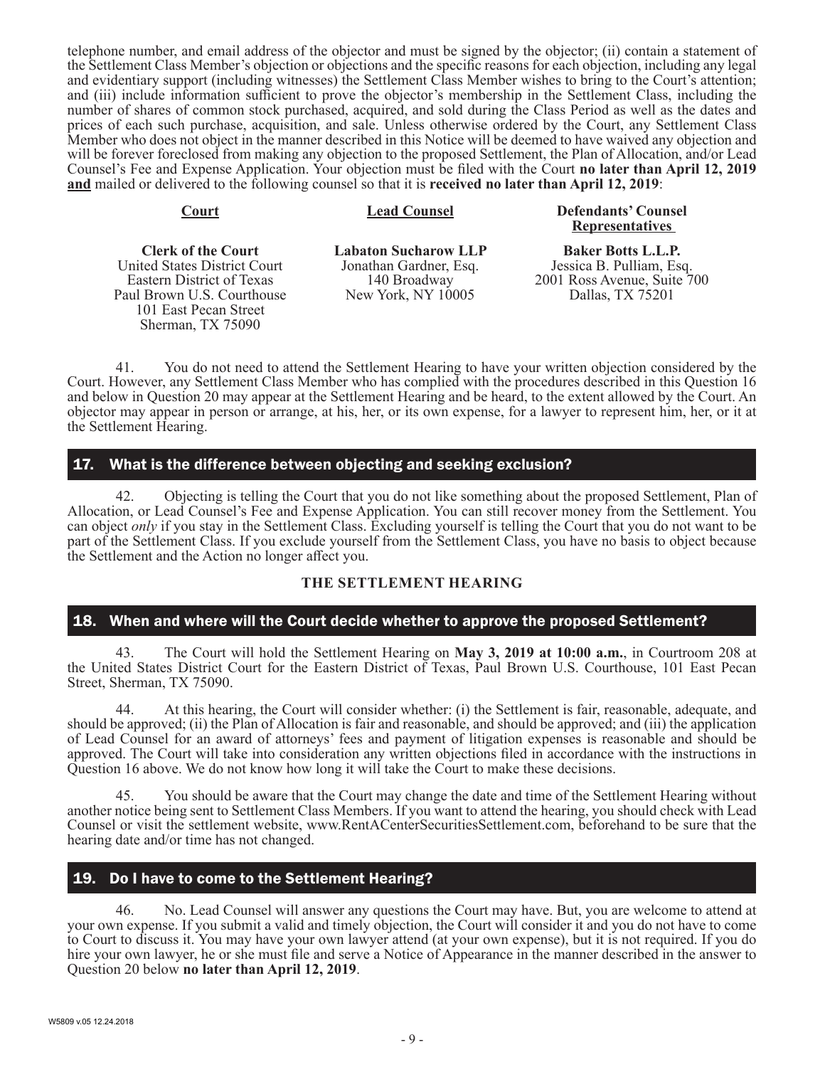telephone number, and email address of the objector and must be signed by the objector; (ii) contain a statement of the Settlement Class Member's objection or objections and the specific reasons for each objection, including any legal and evidentiary support (including witnesses) the Settlement Class Member wishes to bring to the Court's attention; and (iii) include information sufficient to prove the objector's membership in the Settlement Class, including the number of shares of common stock purchased, acquired, and sold during the Class Period as well as the dates and prices of each such purchase, acquisition, and sale. Unless otherwise ordered by the Court, any Settlement Class Member who does not object in the manner described in this Notice will be deemed to have waived any objection and will be forever foreclosed from making any objection to the proposed Settlement, the Plan of Allocation, and/or Lead Counsel's Fee and Expense Application. Your objection must be filed with the Court **no later than April 12, 2019** **<u>and</u>** mailed or delivered to the following counsel so that it is **received no later than April 12, 2019**:

| **Court** | **Lead Counsel** | **Defendants' Counsel Representatives** |
|---|---|---|
| **Clerk of the Court**<br>United States District Court<br>Eastern District of Texas<br>Paul Brown U.S. Courthouse<br>101 East Pecan Street<br>Sherman, TX 75090 | **Labaton Sucharow LLP**<br>Jonathan Gardner, Esq.<br>140 Broadway<br>New York, NY 10005 | **Baker Botts L.L.P.**<br>Jessica B. Pulliam, Esq.<br>2001 Ross Avenue, Suite 700<br>Dallas, TX 75201 |

41. You do not need to attend the Settlement Hearing to have your written objection considered by the Court. However, any Settlement Class Member who has complied with the procedures described in this Question 16 and below in Question 20 may appear at the Settlement Hearing and be heard, to the extent allowed by the Court. An objector may appear in person or arrange, at his, her, or its own expense, for a lawyer to represent him, her, or it at the Settlement Hearing.

## 17. What is the difference between objecting and seeking exclusion?

42. Objecting is telling the Court that you do not like something about the proposed Settlement, Plan of Allocation, or Lead Counsel's Fee and Expense Application. You can still recover money from the Settlement. You can object *only* if you stay in the Settlement Class. Excluding yourself is telling the Court that you do not want to be part of the Settlement Class. If you exclude yourself from the Settlement Class, you have no basis to object because the Settlement and the Action no longer affect you.

### THE SETTLEMENT HEARING

## 18. When and where will the Court decide whether to approve the proposed Settlement?

43. The Court will hold the Settlement Hearing on **May 3, 2019 at 10:00 a.m.**, in Courtroom 208 at the United States District Court for the Eastern District of Texas, Paul Brown U.S. Courthouse, 101 East Pecan Street, Sherman, TX 75090.

44. At this hearing, the Court will consider whether: (i) the Settlement is fair, reasonable, adequate, and should be approved; (ii) the Plan of Allocation is fair and reasonable, and should be approved; and (iii) the application of Lead Counsel for an award of attorneys' fees and payment of litigation expenses is reasonable and should be approved. The Court will take into consideration any written objections filed in accordance with the instructions in Question 16 above. We do not know how long it will take the Court to make these decisions.

45. You should be aware that the Court may change the date and time of the Settlement Hearing without another notice being sent to Settlement Class Members. If you want to attend the hearing, you should check with Lead Counsel or visit the settlement website, www.RentACenterSecuritiesSettlement.com, beforehand to be sure that the hearing date and/or time has not changed.

## 19. Do I have to come to the Settlement Hearing?

46. No. Lead Counsel will answer any questions the Court may have. But, you are welcome to attend at your own expense. If you submit a valid and timely objection, the Court will consider it and you do not have to come to Court to discuss it. You may have your own lawyer attend (at your own expense), but it is not required. If you do hire your own lawyer, he or she must file and serve a Notice of Appearance in the manner described in the answer to Question 20 below **no later than April 12, 2019**.

W5809 v.05 12.24.2018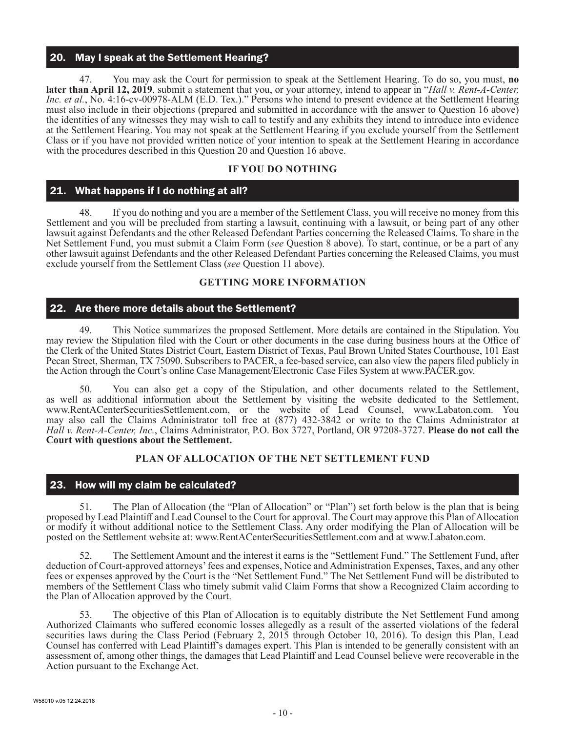## 20. May I speak at the Settlement Hearing?

47. You may ask the Court for permission to speak at the Settlement Hearing. To do so, you must, **no later than April 12, 2019**, submit a statement that you, or your attorney, intend to appear in "*Hall v. Rent-A-Center, Inc. et al.*, No. 4:16-cv-00978-ALM (E.D. Tex.)." Persons who intend to present evidence at the Settlement Hearing must also include in their objections (prepared and submitted in accordance with the answer to Question 16 above) the identities of any witnesses they may wish to call to testify and any exhibits they intend to introduce into evidence at the Settlement Hearing. You may not speak at the Settlement Hearing if you exclude yourself from the Settlement Class or if you have not provided written notice of your intention to speak at the Settlement Hearing in accordance with the procedures described in this Question 20 and Question 16 above.

**IF YOU DO NOTHING**

## 21. What happens if I do nothing at all?

48. If you do nothing and you are a member of the Settlement Class, you will receive no money from this Settlement and you will be precluded from starting a lawsuit, continuing with a lawsuit, or being part of any other lawsuit against Defendants and the other Released Defendant Parties concerning the Released Claims. To share in the Net Settlement Fund, you must submit a Claim Form (*see* Question 8 above). To start, continue, or be a part of any other lawsuit against Defendants and the other Released Defendant Parties concerning the Released Claims, you must exclude yourself from the Settlement Class (*see* Question 11 above).

**GETTING MORE INFORMATION**

## 22. Are there more details about the Settlement?

49. This Notice summarizes the proposed Settlement. More details are contained in the Stipulation. You may review the Stipulation filed with the Court or other documents in the case during business hours at the Office of the Clerk of the United States District Court, Eastern District of Texas, Paul Brown United States Courthouse, 101 East Pecan Street, Sherman, TX 75090. Subscribers to PACER, a fee-based service, can also view the papers filed publicly in the Action through the Court's online Case Management/Electronic Case Files System at www.PACER.gov.

50. You can also get a copy of the Stipulation, and other documents related to the Settlement, as well as additional information about the Settlement by visiting the website dedicated to the Settlement, www.RentACenterSecuritiesSettlement.com, or the website of Lead Counsel, www.Labaton.com. You may also call the Claims Administrator toll free at (877) 432-3842 or write to the Claims Administrator at *Hall v. Rent-A-Center, Inc.*, Claims Administrator, P.O. Box 3727, Portland, OR 97208-3727. **Please do not call the Court with questions about the Settlement.**

**PLAN OF ALLOCATION OF THE NET SETTLEMENT FUND**

## 23. How will my claim be calculated?

51. The Plan of Allocation (the "Plan of Allocation" or "Plan") set forth below is the plan that is being proposed by Lead Plaintiff and Lead Counsel to the Court for approval. The Court may approve this Plan of Allocation or modify it without additional notice to the Settlement Class. Any order modifying the Plan of Allocation will be posted on the Settlement website at: www.RentACenterSecuritiesSettlement.com and at www.Labaton.com.

52. The Settlement Amount and the interest it earns is the "Settlement Fund." The Settlement Fund, after deduction of Court-approved attorneys' fees and expenses, Notice and Administration Expenses, Taxes, and any other fees or expenses approved by the Court is the "Net Settlement Fund." The Net Settlement Fund will be distributed to members of the Settlement Class who timely submit valid Claim Forms that show a Recognized Claim according to the Plan of Allocation approved by the Court.

53. The objective of this Plan of Allocation is to equitably distribute the Net Settlement Fund among Authorized Claimants who suffered economic losses allegedly as a result of the asserted violations of the federal securities laws during the Class Period (February 2, 2015 through October 10, 2016). To design this Plan, Lead Counsel has conferred with Lead Plaintiff's damages expert. This Plan is intended to be generally consistent with an assessment of, among other things, the damages that Lead Plaintiff and Lead Counsel believe were recoverable in the Action pursuant to the Exchange Act.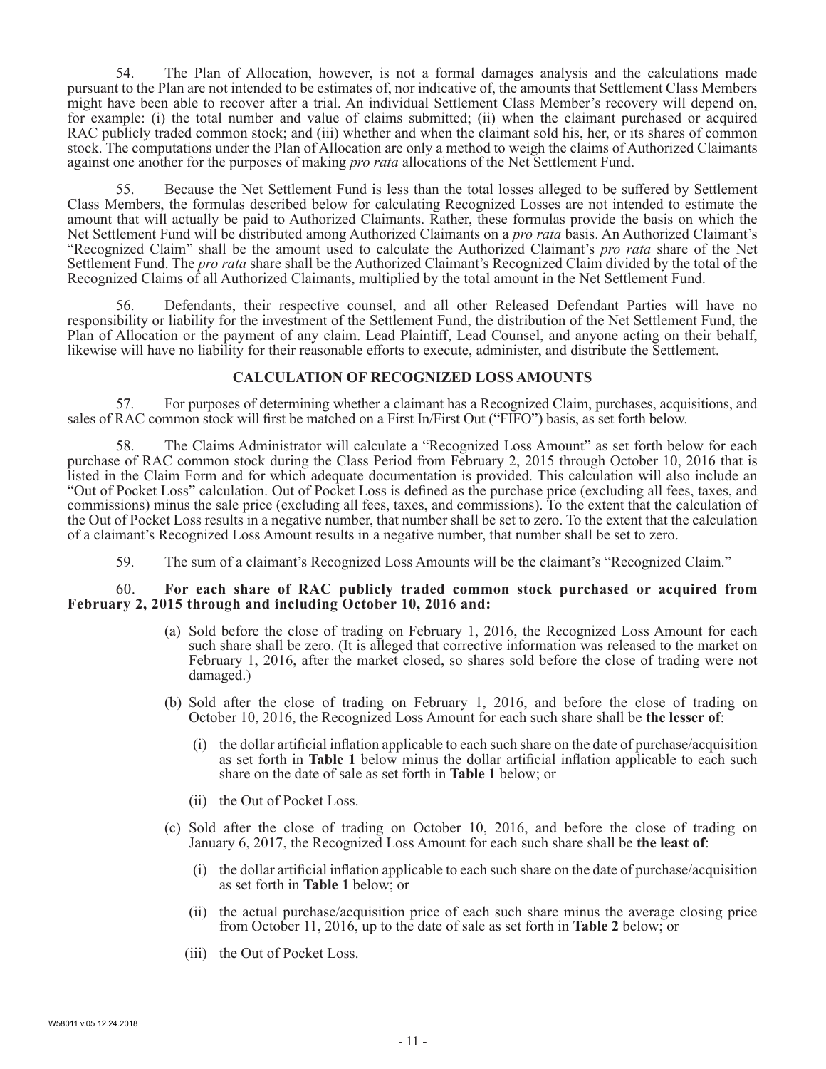54. The Plan of Allocation, however, is not a formal damages analysis and the calculations made pursuant to the Plan are not intended to be estimates of, nor indicative of, the amounts that Settlement Class Members might have been able to recover after a trial. An individual Settlement Class Member's recovery will depend on, for example: (i) the total number and value of claims submitted; (ii) when the claimant purchased or acquired RAC publicly traded common stock; and (iii) whether and when the claimant sold his, her, or its shares of common stock. The computations under the Plan of Allocation are only a method to weigh the claims of Authorized Claimants against one another for the purposes of making *pro rata* allocations of the Net Settlement Fund.

55. Because the Net Settlement Fund is less than the total losses alleged to be suffered by Settlement Class Members, the formulas described below for calculating Recognized Losses are not intended to estimate the amount that will actually be paid to Authorized Claimants. Rather, these formulas provide the basis on which the Net Settlement Fund will be distributed among Authorized Claimants on a *pro rata* basis. An Authorized Claimant's "Recognized Claim" shall be the amount used to calculate the Authorized Claimant's *pro rata* share of the Net Settlement Fund. The *pro rata* share shall be the Authorized Claimant's Recognized Claim divided by the total of the Recognized Claims of all Authorized Claimants, multiplied by the total amount in the Net Settlement Fund.

56. Defendants, their respective counsel, and all other Released Defendant Parties will have no responsibility or liability for the investment of the Settlement Fund, the distribution of the Net Settlement Fund, the Plan of Allocation or the payment of any claim. Lead Plaintiff, Lead Counsel, and anyone acting on their behalf, likewise will have no liability for their reasonable efforts to execute, administer, and distribute the Settlement.

## CALCULATION OF RECOGNIZED LOSS AMOUNTS

57. For purposes of determining whether a claimant has a Recognized Claim, purchases, acquisitions, and sales of RAC common stock will first be matched on a First In/First Out ("FIFO") basis, as set forth below.

58. The Claims Administrator will calculate a "Recognized Loss Amount" as set forth below for each purchase of RAC common stock during the Class Period from February 2, 2015 through October 10, 2016 that is listed in the Claim Form and for which adequate documentation is provided. This calculation will also include an "Out of Pocket Loss" calculation. Out of Pocket Loss is defined as the purchase price (excluding all fees, taxes, and commissions) minus the sale price (excluding all fees, taxes, and commissions). To the extent that the calculation of the Out of Pocket Loss results in a negative number, that number shall be set to zero. To the extent that the calculation of a claimant's Recognized Loss Amount results in a negative number, that number shall be set to zero.

59. The sum of a claimant's Recognized Loss Amounts will be the claimant's "Recognized Claim."

60. **For each share of RAC publicly traded common stock purchased or acquired from February 2, 2015 through and including October 10, 2016 and:**

(a) Sold before the close of trading on February 1, 2016, the Recognized Loss Amount for each such share shall be zero. (It is alleged that corrective information was released to the market on February 1, 2016, after the market closed, so shares sold before the close of trading were not damaged.)

(b) Sold after the close of trading on February 1, 2016, and before the close of trading on October 10, 2016, the Recognized Loss Amount for each such share shall be **the lesser of**:

   (i) the dollar artificial inflation applicable to each such share on the date of purchase/acquisition as set forth in **Table 1** below minus the dollar artificial inflation applicable to each such share on the date of sale as set forth in **Table 1** below; or

   (ii) the Out of Pocket Loss.

(c) Sold after the close of trading on October 10, 2016, and before the close of trading on January 6, 2017, the Recognized Loss Amount for each such share shall be **the least of**:

   (i) the dollar artificial inflation applicable to each such share on the date of purchase/acquisition as set forth in **Table 1** below; or

   (ii) the actual purchase/acquisition price of each such share minus the average closing price from October 11, 2016, up to the date of sale as set forth in **Table 2** below; or

   (iii) the Out of Pocket Loss.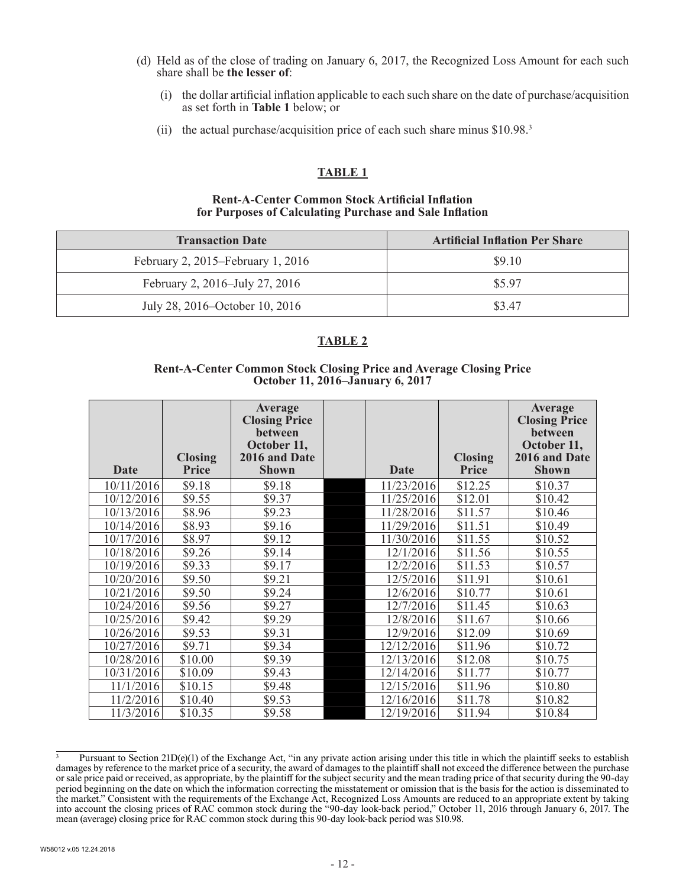(d) Held as of the close of trading on January 6, 2017, the Recognized Loss Amount for each such share shall be **the lesser of**:

(i) the dollar artificial inflation applicable to each such share on the date of purchase/acquisition as set forth in **Table 1** below; or

(ii) the actual purchase/acquisition price of each such share minus \$10.98.[3]

## TABLE 1

**Rent-A-Center Common Stock Artificial Inflation for Purposes of Calculating Purchase and Sale Inflation**

| Transaction Date | Artificial Inflation Per Share |
|---|---|
| February 2, 2015–February 1, 2016 | \$9.10 |
| February 2, 2016–July 27, 2016 | \$5.97 |
| July 28, 2016–October 10, 2016 | \$3.47 |

## TABLE 2

**Rent-A-Center Common Stock Closing Price and Average Closing Price October 11, 2016–January 6, 2017**

| Date | Closing Price | Average Closing Price between October 11, 2016 and Date Shown | Date | Closing Price | Average Closing Price between October 11, 2016 and Date Shown |
|---|---|---|---|---|---|
| 10/11/2016 | \$9.18 | \$9.18 | 11/23/2016 | \$12.25 | \$10.37 |
| 10/12/2016 | \$9.55 | \$9.37 | 11/25/2016 | \$12.01 | \$10.42 |
| 10/13/2016 | \$8.96 | \$9.23 | 11/28/2016 | \$11.57 | \$10.46 |
| 10/14/2016 | \$8.93 | \$9.16 | 11/29/2016 | \$11.51 | \$10.49 |
| 10/17/2016 | \$8.97 | \$9.12 | 11/30/2016 | \$11.55 | \$10.52 |
| 10/18/2016 | \$9.26 | \$9.14 | 12/1/2016 | \$11.56 | \$10.55 |
| 10/19/2016 | \$9.33 | \$9.17 | 12/2/2016 | \$11.53 | \$10.57 |
| 10/20/2016 | \$9.50 | \$9.21 | 12/5/2016 | \$11.91 | \$10.61 |
| 10/21/2016 | \$9.50 | \$9.24 | 12/6/2016 | \$10.77 | \$10.61 |
| 10/24/2016 | \$9.56 | \$9.27 | 12/7/2016 | \$11.45 | \$10.63 |
| 10/25/2016 | \$9.42 | \$9.29 | 12/8/2016 | \$11.67 | \$10.66 |
| 10/26/2016 | \$9.53 | \$9.31 | 12/9/2016 | \$12.09 | \$10.69 |
| 10/27/2016 | \$9.71 | \$9.34 | 12/12/2016 | \$11.96 | \$10.72 |
| 10/28/2016 | \$10.00 | \$9.39 | 12/13/2016 | \$12.08 | \$10.75 |
| 10/31/2016 | \$10.09 | \$9.43 | 12/14/2016 | \$11.77 | \$10.77 |
| 11/1/2016 | \$10.15 | \$9.48 | 12/15/2016 | \$11.96 | \$10.80 |
| 11/2/2016 | \$10.40 | \$9.53 | 12/16/2016 | \$11.78 | \$10.82 |
| 11/3/2016 | \$10.35 | \$9.58 | 12/19/2016 | \$11.94 | \$10.84 |

[3] Pursuant to Section 21D(e)(1) of the Exchange Act, "in any private action arising under this title in which the plaintiff seeks to establish damages by reference to the market price of a security, the award of damages to the plaintiff shall not exceed the difference between the purchase or sale price paid or received, as appropriate, by the plaintiff for the subject security and the mean trading price of that security during the 90-day period beginning on the date on which the information correcting the misstatement or omission that is the basis for the action is disseminated to the market." Consistent with the requirements of the Exchange Act, Recognized Loss Amounts are reduced to an appropriate extent by taking into account the closing prices of RAC common stock during the "90-day look-back period," October 11, 2016 through January 6, 2017. The mean (average) closing price for RAC common stock during this 90-day look-back period was \$10.98.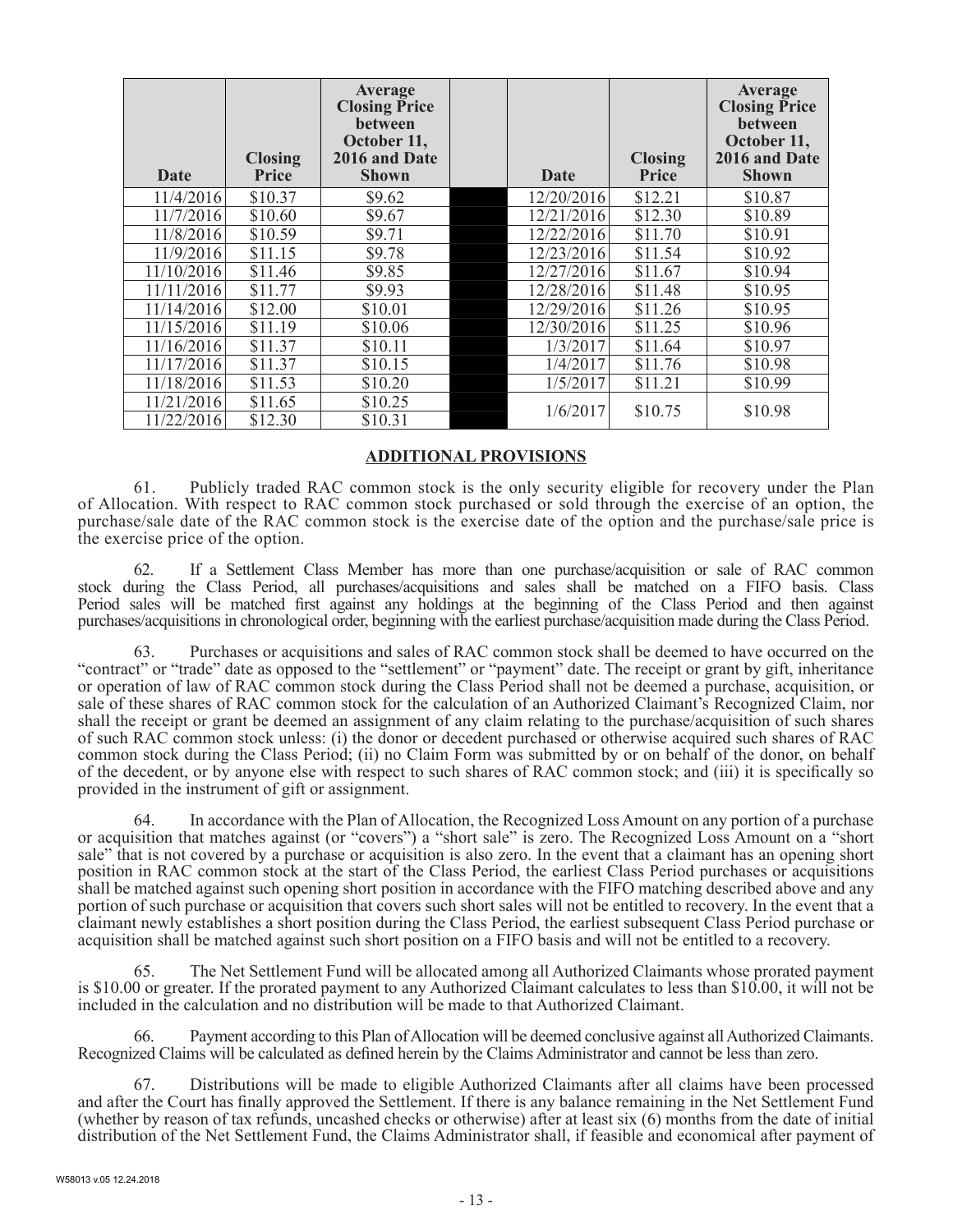| Date | Closing Price | Average Closing Price between October 11, 2016 and Date Shown | | Date | Closing Price | Average Closing Price between October 11, 2016 and Date Shown |
|---|---|---|---|---|---|---|
| 11/4/2016 | $10.37 | $9.62 | | 12/20/2016 | $12.21 | $10.87 |
| 11/7/2016 | $10.60 | $9.67 | | 12/21/2016 | $12.30 | $10.89 |
| 11/8/2016 | $10.59 | $9.71 | | 12/22/2016 | $11.70 | $10.91 |
| 11/9/2016 | $11.15 | $9.78 | | 12/23/2016 | $11.54 | $10.92 |
| 11/10/2016 | $11.46 | $9.85 | | 12/27/2016 | $11.67 | $10.94 |
| 11/11/2016 | $11.77 | $9.93 | | 12/28/2016 | $11.48 | $10.95 |
| 11/14/2016 | $12.00 | $10.01 | | 12/29/2016 | $11.26 | $10.95 |
| 11/15/2016 | $11.19 | $10.06 | | 12/30/2016 | $11.25 | $10.96 |
| 11/16/2016 | $11.37 | $10.11 | | 1/3/2017 | $11.64 | $10.97 |
| 11/17/2016 | $11.37 | $10.15 | | 1/4/2017 | $11.76 | $10.98 |
| 11/18/2016 | $11.53 | $10.20 | | 1/5/2017 | $11.21 | $10.99 |
| 11/21/2016 | $11.65 | $10.25 | | 1/6/2017 | $10.75 | $10.98 |
| 11/22/2016 | $12.30 | $10.31 | | | | |

**ADDITIONAL PROVISIONS**

61. Publicly traded RAC common stock is the only security eligible for recovery under the Plan of Allocation. With respect to RAC common stock purchased or sold through the exercise of an option, the purchase/sale date of the RAC common stock is the exercise date of the option and the purchase/sale price is the exercise price of the option.

62. If a Settlement Class Member has more than one purchase/acquisition or sale of RAC common stock during the Class Period, all purchases/acquisitions and sales shall be matched on a FIFO basis. Class Period sales will be matched first against any holdings at the beginning of the Class Period and then against purchases/acquisitions in chronological order, beginning with the earliest purchase/acquisition made during the Class Period.

63. Purchases or acquisitions and sales of RAC common stock shall be deemed to have occurred on the "contract" or "trade" date as opposed to the "settlement" or "payment" date. The receipt or grant by gift, inheritance or operation of law of RAC common stock during the Class Period shall not be deemed a purchase, acquisition, or sale of these shares of RAC common stock for the calculation of an Authorized Claimant's Recognized Claim, nor shall the receipt or grant be deemed an assignment of any claim relating to the purchase/acquisition of such shares of such RAC common stock unless: (i) the donor or decedent purchased or otherwise acquired such shares of RAC common stock during the Class Period; (ii) no Claim Form was submitted by or on behalf of the donor, on behalf of the decedent, or by anyone else with respect to such shares of RAC common stock; and (iii) it is specifically so provided in the instrument of gift or assignment.

64. In accordance with the Plan of Allocation, the Recognized Loss Amount on any portion of a purchase or acquisition that matches against (or "covers") a "short sale" is zero. The Recognized Loss Amount on a "short sale" that is not covered by a purchase or acquisition is also zero. In the event that a claimant has an opening short position in RAC common stock at the start of the Class Period, the earliest Class Period purchases or acquisitions shall be matched against such opening short position in accordance with the FIFO matching described above and any portion of such purchase or acquisition that covers such short sales will not be entitled to recovery. In the event that a claimant newly establishes a short position during the Class Period, the earliest subsequent Class Period purchase or acquisition shall be matched against such short position on a FIFO basis and will not be entitled to a recovery.

65. The Net Settlement Fund will be allocated among all Authorized Claimants whose prorated payment is $10.00 or greater. If the prorated payment to any Authorized Claimant calculates to less than $10.00, it will not be included in the calculation and no distribution will be made to that Authorized Claimant.

66. Payment according to this Plan of Allocation will be deemed conclusive against all Authorized Claimants. Recognized Claims will be calculated as defined herein by the Claims Administrator and cannot be less than zero.

67. Distributions will be made to eligible Authorized Claimants after all claims have been processed and after the Court has finally approved the Settlement. If there is any balance remaining in the Net Settlement Fund (whether by reason of tax refunds, uncashed checks or otherwise) after at least six (6) months from the date of initial distribution of the Net Settlement Fund, the Claims Administrator shall, if feasible and economical after payment of

W58013 v.05 12.24.2018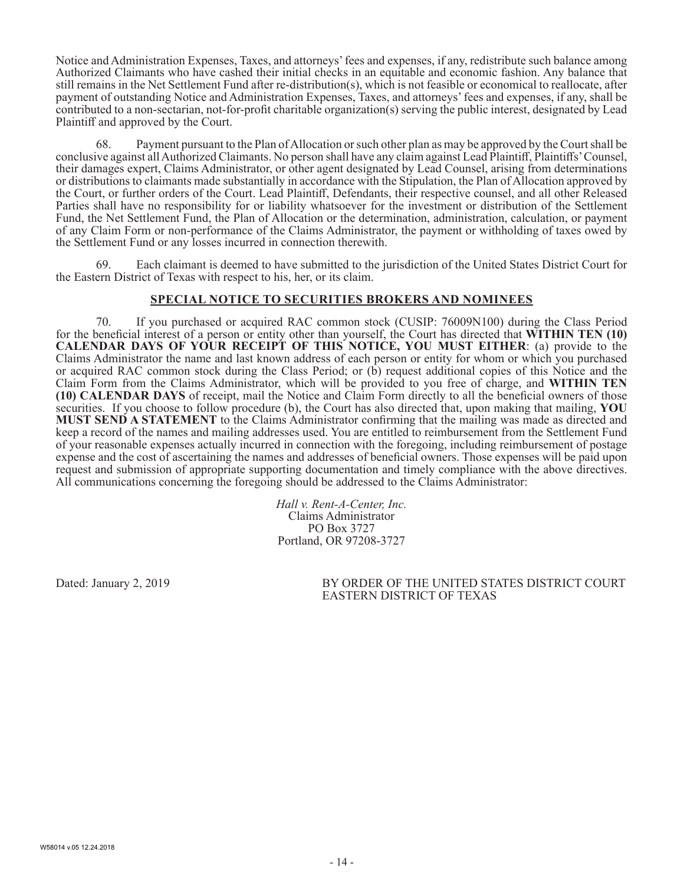Notice and Administration Expenses, Taxes, and attorneys' fees and expenses, if any, redistribute such balance among Authorized Claimants who have cashed their initial checks in an equitable and economic fashion. Any balance that still remains in the Net Settlement Fund after re-distribution(s), which is not feasible or economical to reallocate, after payment of outstanding Notice and Administration Expenses, Taxes, and attorneys' fees and expenses, if any, shall be contributed to a non-sectarian, not-for-profit charitable organization(s) serving the public interest, designated by Lead Plaintiff and approved by the Court.

68. Payment pursuant to the Plan of Allocation or such other plan as may be approved by the Court shall be conclusive against all Authorized Claimants. No person shall have any claim against Lead Plaintiff, Plaintiffs' Counsel, their damages expert, Claims Administrator, or other agent designated by Lead Counsel, arising from determinations or distributions to claimants made substantially in accordance with the Stipulation, the Plan of Allocation approved by the Court, or further orders of the Court. Lead Plaintiff, Defendants, their respective counsel, and all other Released Parties shall have no responsibility for or liability whatsoever for the investment or distribution of the Settlement Fund, the Net Settlement Fund, the Plan of Allocation or the determination, administration, calculation, or payment of any Claim Form or non-performance of the Claims Administrator, the payment or withholding of taxes owed by the Settlement Fund or any losses incurred in connection therewith.

69. Each claimant is deemed to have submitted to the jurisdiction of the United States District Court for the Eastern District of Texas with respect to his, her, or its claim.

## SPECIAL NOTICE TO SECURITIES BROKERS AND NOMINEES

70. If you purchased or acquired RAC common stock (CUSIP: 76009N100) during the Class Period for the beneficial interest of a person or entity other than yourself, the Court has directed that **WITHIN TEN (10) CALENDAR DAYS OF YOUR RECEIPT OF THIS NOTICE, YOU MUST EITHER**: (a) provide to the Claims Administrator the name and last known address of each person or entity for whom or which you purchased or acquired RAC common stock during the Class Period; or (b) request additional copies of this Notice and the Claim Form from the Claims Administrator, which will be provided to you free of charge, and **WITHIN TEN (10) CALENDAR DAYS** of receipt, mail the Notice and Claim Form directly to all the beneficial owners of those securities. If you choose to follow procedure (b), the Court has also directed that, upon making that mailing, **YOU MUST SEND A STATEMENT** to the Claims Administrator confirming that the mailing was made as directed and keep a record of the names and mailing addresses used. You are entitled to reimbursement from the Settlement Fund of your reasonable expenses actually incurred in connection with the foregoing, including reimbursement of postage expense and the cost of ascertaining the names and addresses of beneficial owners. Those expenses will be paid upon request and submission of appropriate supporting documentation and timely compliance with the above directives. All communications concerning the foregoing should be addressed to the Claims Administrator:

*Hall v. Rent-A-Center, Inc.*
Claims Administrator
PO Box 3727
Portland, OR 97208-3727

Dated: January 2, 2019

BY ORDER OF THE UNITED STATES DISTRICT COURT
EASTERN DISTRICT OF TEXAS

W58014 v.05 12.24.2018